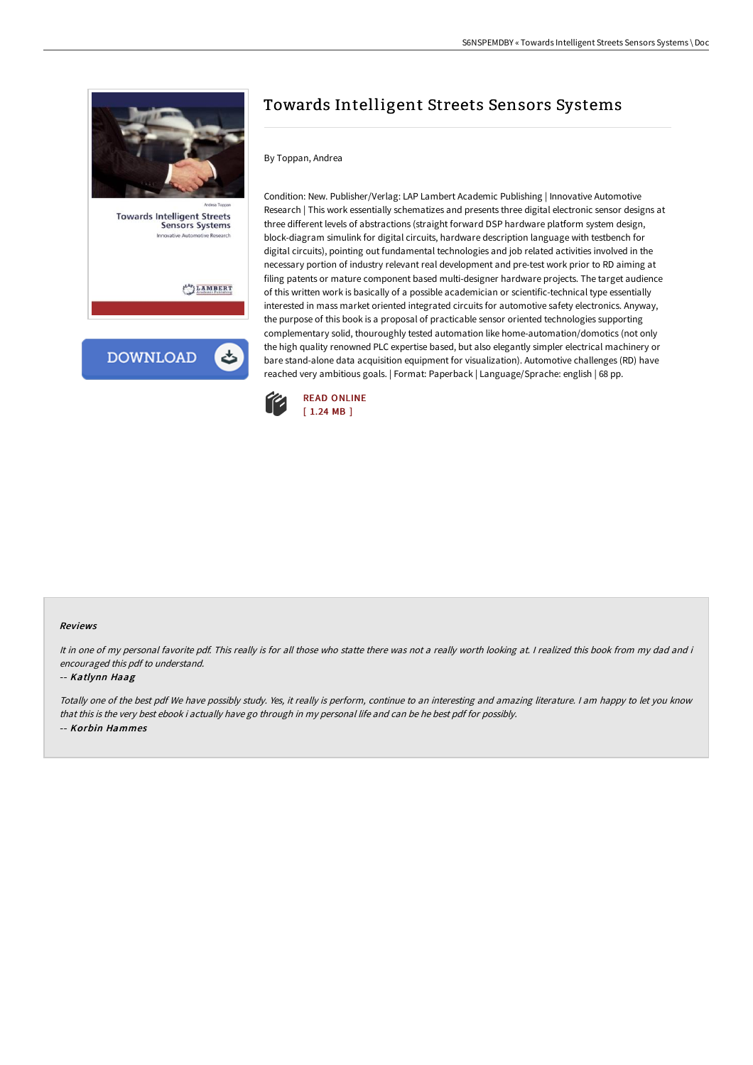# Towards Intelligent Streets Sensors Systems

By Toppan, Andrea

Condition: New. Publisher/Verlag: LAP Lambert Academic Publishing | Innovative Automotive Research | This work essentially schematizes and presents three digital electronic sensor designs at three different levels of abstractions (straight forward DSP hardware platform system design, block-diagram simulink for digital circuits, hardware description language with testbench for digital circuits), pointing out fundamental technologies and job related activities involved in the necessary portion of industry relevant real development and pre-test work prior to RD aiming at filing patents or mature component based multi-designer hardware projects. The target audience of this written work is basically of a possible academician or scientific-technical type essentially interested in mass market oriented integrated circuits for automotive safety electronics. Anyway, the purpose of this book is a proposal of practicable sensor oriented technologies supporting complementary solid, thouroughly tested automation like home-automation/domotics (not only the high quality renowned PLC expertise based, but also elegantly simpler electrical machinery or bare stand-alone data acquisition equipment for visualization). Automotive challenges (RD) have reached very ambitious goals. | Format: Paperback | Language/Sprache: english | 68 pp.

READ ONLINE
[ 1.24 MB ]

### Reviews

*It in one of my personal favorite pdf. This really is for all those who statte there was not a really worth looking at. I realized this book from my dad and i encouraged this pdf to understand.*

-- ***Katlynn Haag***

*Totally one of the best pdf We have possibly study. Yes, it really is perform, continue to an interesting and amazing literature. I am happy to let you know that this is the very best ebook i actually have go through in my personal life and can be he best pdf for possibly.*

-- ***Korbin Hammes***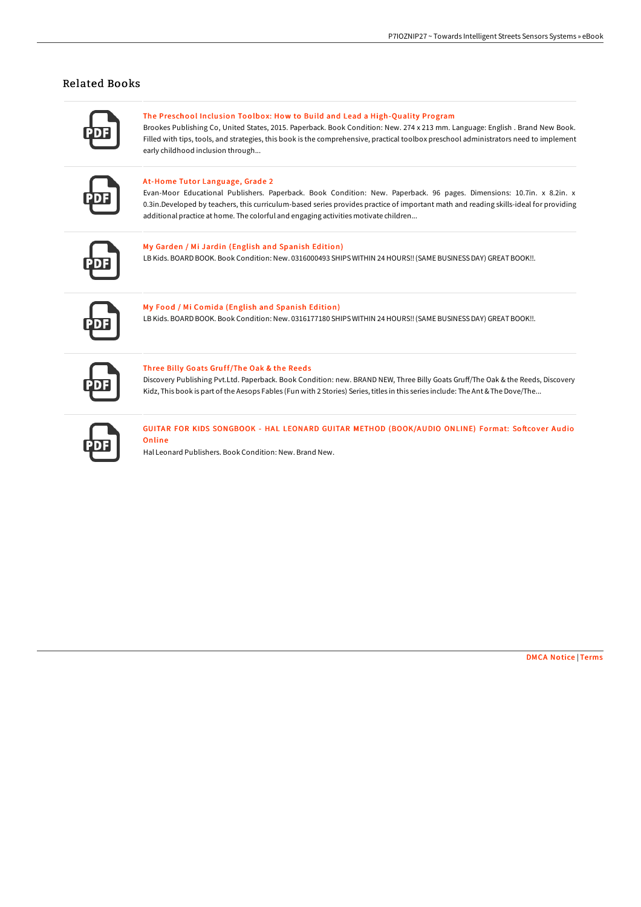## Related Books

### The Preschool Inclusion Toolbox: How to Build and Lead a High-Quality Program

Brookes Publishing Co, United States, 2015. Paperback. Book Condition: New. 274 x 213 mm. Language: English . Brand New Book. Filled with tips, tools, and strategies, this book is the comprehensive, practical toolbox preschool administrators need to implement early childhood inclusion through...

### At-Home Tutor Language, Grade 2

Evan-Moor Educational Publishers. Paperback. Book Condition: New. Paperback. 96 pages. Dimensions: 10.7in. x 8.2in. x 0.3in.Developed by teachers, this curriculum-based series provides practice of important math and reading skills-ideal for providing additional practice at home. The colorful and engaging activities motivate children...

### My Garden / Mi Jardin (English and Spanish Edition)

LB Kids. BOARD BOOK. Book Condition: New. 0316000493 SHIPS WITHIN 24 HOURS!! (SAME BUSINESS DAY) GREAT BOOK!!.

### My Food / Mi Comida (English and Spanish Edition)

LB Kids. BOARD BOOK. Book Condition: New. 0316177180 SHIPS WITHIN 24 HOURS!! (SAME BUSINESS DAY) GREAT BOOK!!.

### Three Billy Goats Gruff/The Oak & the Reeds

Discovery Publishing Pvt.Ltd. Paperback. Book Condition: new. BRAND NEW, Three Billy Goats Gruff/The Oak & the Reeds, Discovery Kidz, This book is part of the Aesops Fables (Fun with 2 Stories) Series, titles in this series include: The Ant & The Dove/The...

### GUITAR FOR KIDS SONGBOOK - HAL LEONARD GUITAR METHOD (BOOK/AUDIO ONLINE) Format: Softcover Audio Online

Hal Leonard Publishers. Book Condition: New. Brand New.